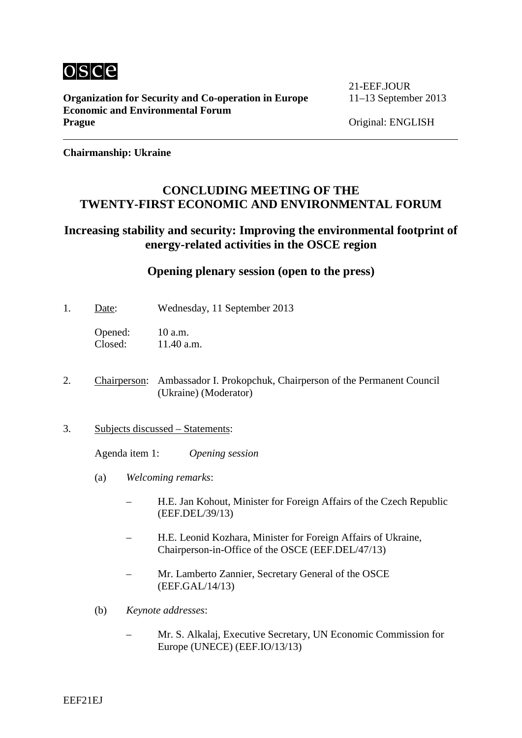OSCE

**Organization for Security and Co-operation in Europe**
**Economic and Environmental Forum**
**Prague**

21-EEF.JOUR
11–13 September 2013

Original: ENGLISH

**Chairmanship: Ukraine**

# CONCLUDING MEETING OF THE TWENTY-FIRST ECONOMIC AND ENVIRONMENTAL FORUM

## Increasing stability and security: Improving the environmental footprint of energy-related activities in the OSCE region

## Opening plenary session (open to the press)

1. Date: Wednesday, 11 September 2013

   Opened: 10 a.m.
   Closed: 11.40 a.m.

2. Chairperson: Ambassador I. Prokopchuk, Chairperson of the Permanent Council (Ukraine) (Moderator)

3. Subjects discussed – Statements:

   Agenda item 1: *Opening session*

   (a) *Welcoming remarks*:

   – H.E. Jan Kohout, Minister for Foreign Affairs of the Czech Republic (EEF.DEL/39/13)

   – H.E. Leonid Kozhara, Minister for Foreign Affairs of Ukraine, Chairperson-in-Office of the OSCE (EEF.DEL/47/13)

   – Mr. Lamberto Zannier, Secretary General of the OSCE (EEF.GAL/14/13)

   (b) *Keynote addresses*:

   – Mr. S. Alkalaj, Executive Secretary, UN Economic Commission for Europe (UNECE) (EEF.IO/13/13)

EEF21EJ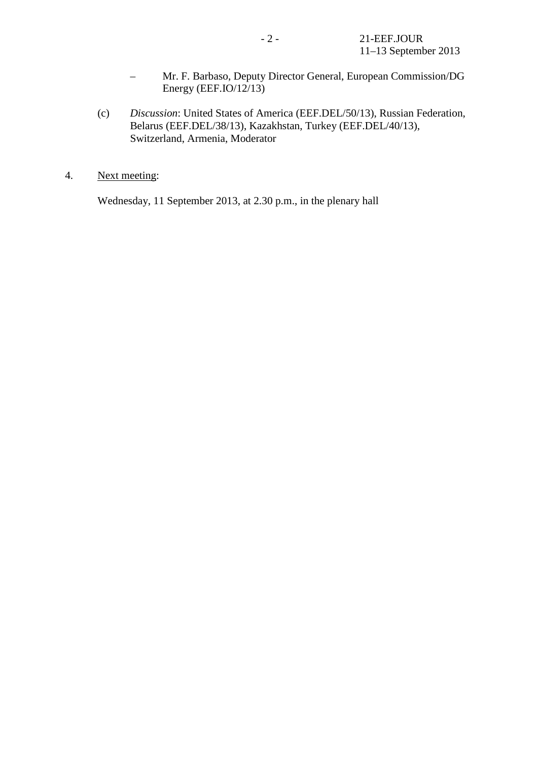– Mr. F. Barbaso, Deputy Director General, European Commission/DG Energy (EEF.IO/12/13)

(c) *Discussion*: United States of America (EEF.DEL/50/13), Russian Federation, Belarus (EEF.DEL/38/13), Kazakhstan, Turkey (EEF.DEL/40/13), Switzerland, Armenia, Moderator

4. Next meeting:

Wednesday, 11 September 2013, at 2.30 p.m., in the plenary hall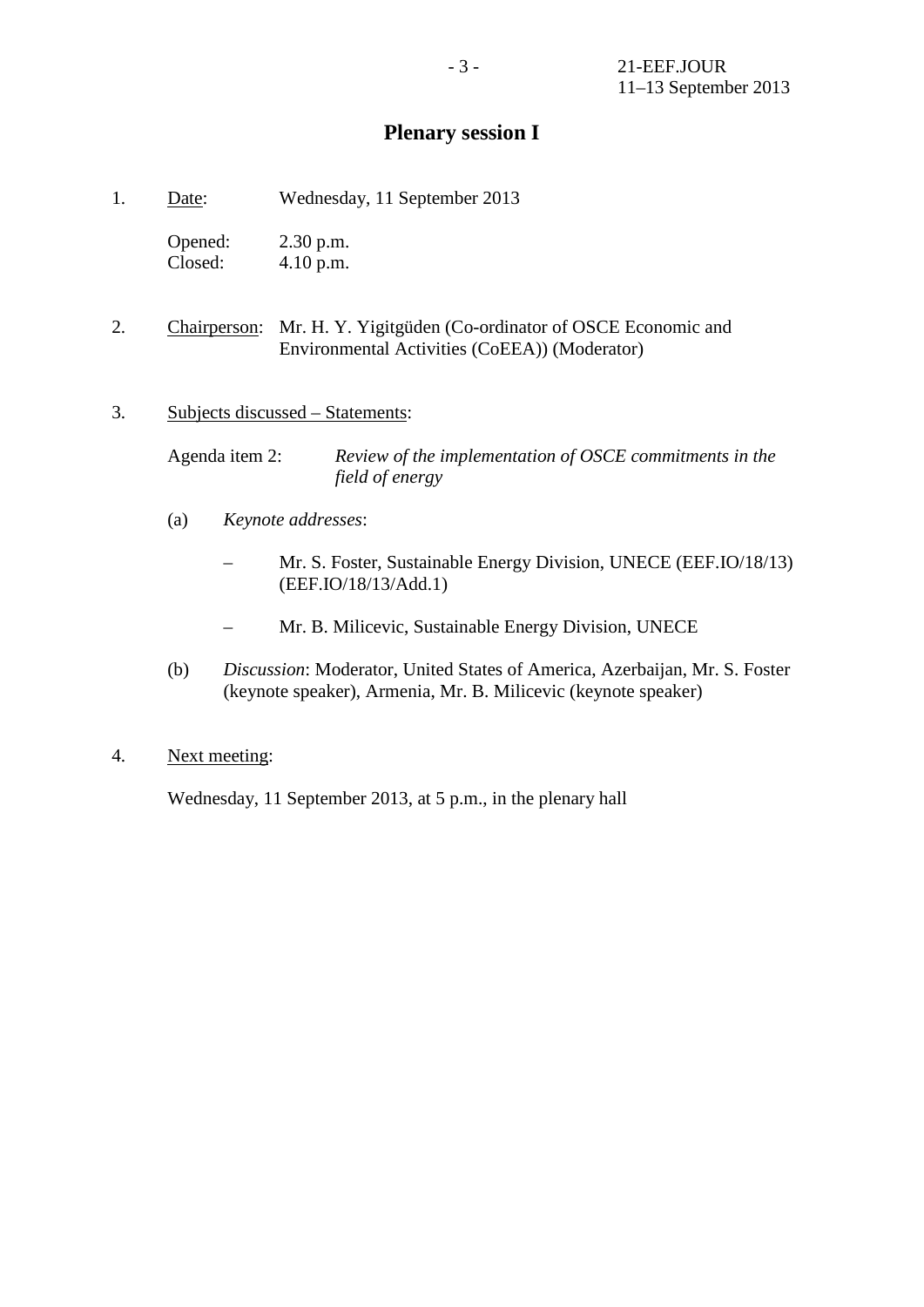## Plenary session I

1. Date: Wednesday, 11 September 2013

   Opened: 2.30 p.m.
   Closed: 4.10 p.m.

2. Chairperson: Mr. H. Y. Yigitgüden (Co-ordinator of OSCE Economic and Environmental Activities (CoEEA)) (Moderator)

3. Subjects discussed – Statements:

   Agenda item 2: *Review of the implementation of OSCE commitments in the field of energy*

   (a) *Keynote addresses*:

   – Mr. S. Foster, Sustainable Energy Division, UNECE (EEF.IO/18/13) (EEF.IO/18/13/Add.1)

   – Mr. B. Milicevic, Sustainable Energy Division, UNECE

   (b) *Discussion*: Moderator, United States of America, Azerbaijan, Mr. S. Foster (keynote speaker), Armenia, Mr. B. Milicevic (keynote speaker)

4. Next meeting:

   Wednesday, 11 September 2013, at 5 p.m., in the plenary hall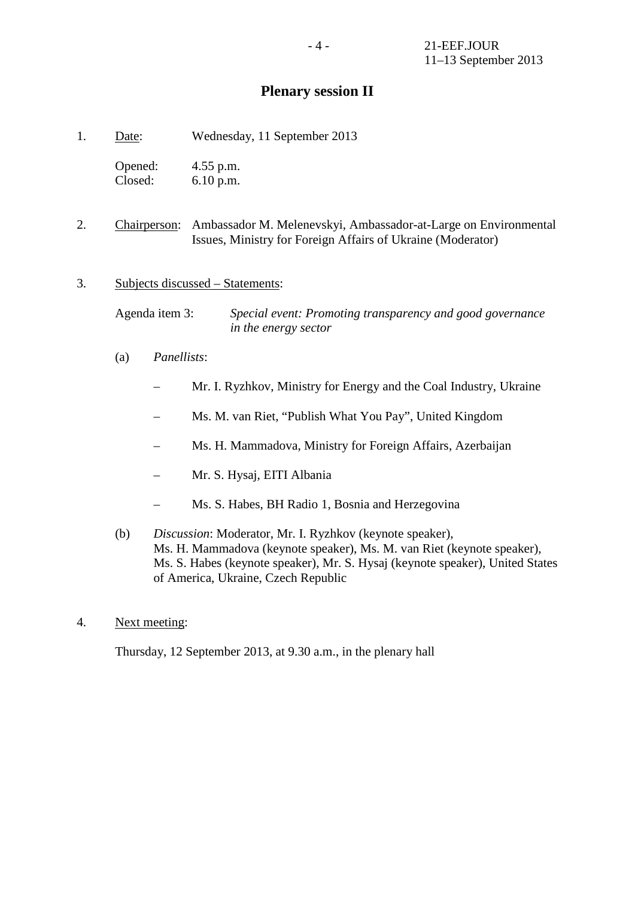# Plenary session II

1. Date: Wednesday, 11 September 2013

   Opened: 4.55 p.m.
   Closed: 6.10 p.m.

2. Chairperson: Ambassador M. Melenevskyi, Ambassador-at-Large on Environmental Issues, Ministry for Foreign Affairs of Ukraine (Moderator)

3. Subjects discussed – Statements:

   Agenda item 3: *Special event: Promoting transparency and good governance in the energy sector*

   (a) *Panellists*:

   – Mr. I. Ryzhkov, Ministry for Energy and the Coal Industry, Ukraine

   – Ms. M. van Riet, "Publish What You Pay", United Kingdom

   – Ms. H. Mammadova, Ministry for Foreign Affairs, Azerbaijan

   – Mr. S. Hysaj, EITI Albania

   – Ms. S. Habes, BH Radio 1, Bosnia and Herzegovina

   (b) *Discussion*: Moderator, Mr. I. Ryzhkov (keynote speaker), Ms. H. Mammadova (keynote speaker), Ms. M. van Riet (keynote speaker), Ms. S. Habes (keynote speaker), Mr. S. Hysaj (keynote speaker), United States of America, Ukraine, Czech Republic

4. Next meeting:

   Thursday, 12 September 2013, at 9.30 a.m., in the plenary hall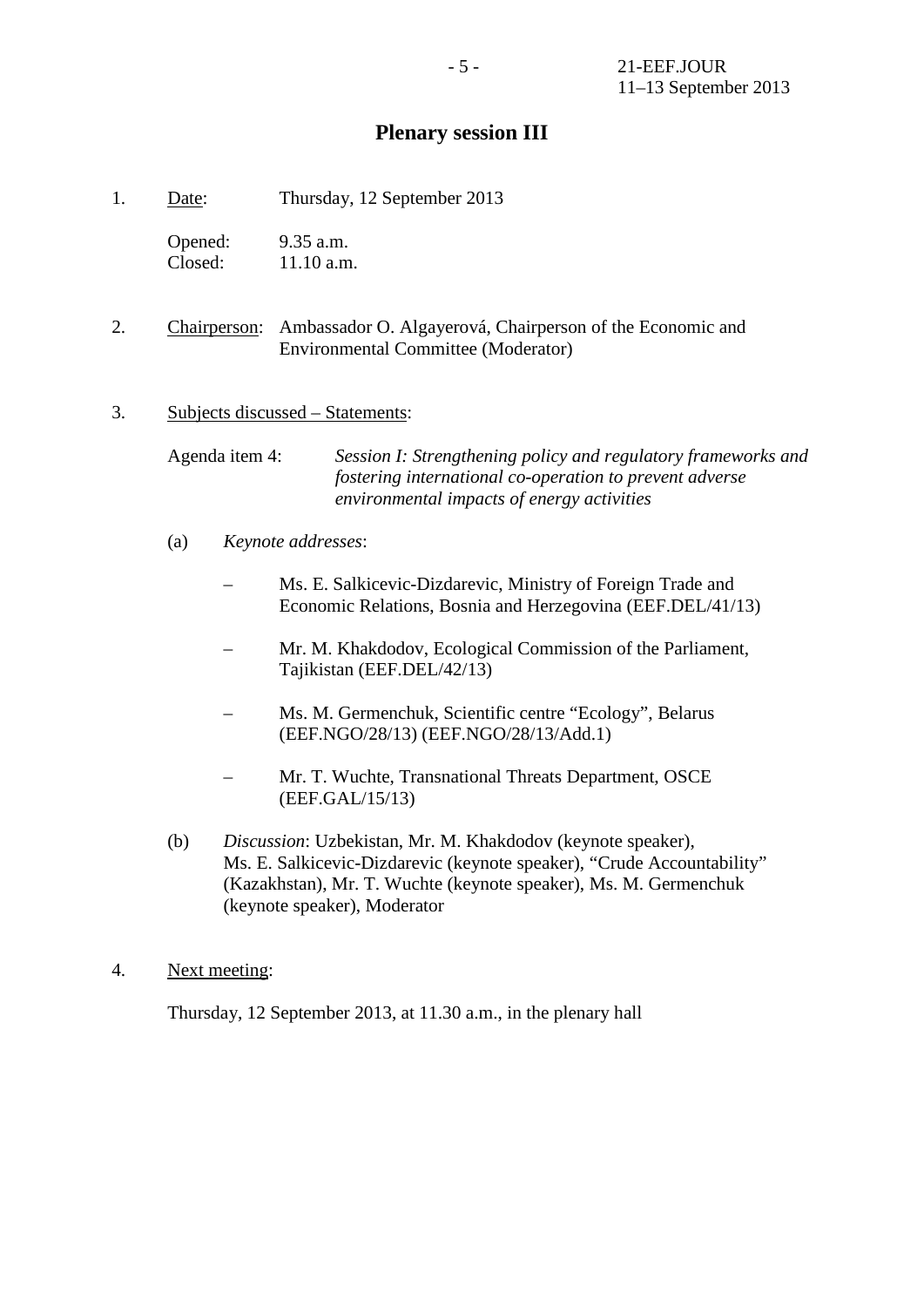# Plenary session III

1. Date: Thursday, 12 September 2013

   Opened: 9.35 a.m.
   Closed: 11.10 a.m.

2. Chairperson: Ambassador O. Algayerová, Chairperson of the Economic and Environmental Committee (Moderator)

3. Subjects discussed – Statements:

   Agenda item 4: *Session I: Strengthening policy and regulatory frameworks and fostering international co-operation to prevent adverse environmental impacts of energy activities*

   (a) *Keynote addresses*:

   – Ms. E. Salkicevic-Dizdarevic, Ministry of Foreign Trade and Economic Relations, Bosnia and Herzegovina (EEF.DEL/41/13)

   – Mr. M. Khakdodov, Ecological Commission of the Parliament, Tajikistan (EEF.DEL/42/13)

   – Ms. M. Germenchuk, Scientific centre "Ecology", Belarus (EEF.NGO/28/13) (EEF.NGO/28/13/Add.1)

   – Mr. T. Wuchte, Transnational Threats Department, OSCE (EEF.GAL/15/13)

   (b) *Discussion*: Uzbekistan, Mr. M. Khakdodov (keynote speaker), Ms. E. Salkicevic-Dizdarevic (keynote speaker), "Crude Accountability" (Kazakhstan), Mr. T. Wuchte (keynote speaker), Ms. M. Germenchuk (keynote speaker), Moderator

4. Next meeting:

   Thursday, 12 September 2013, at 11.30 a.m., in the plenary hall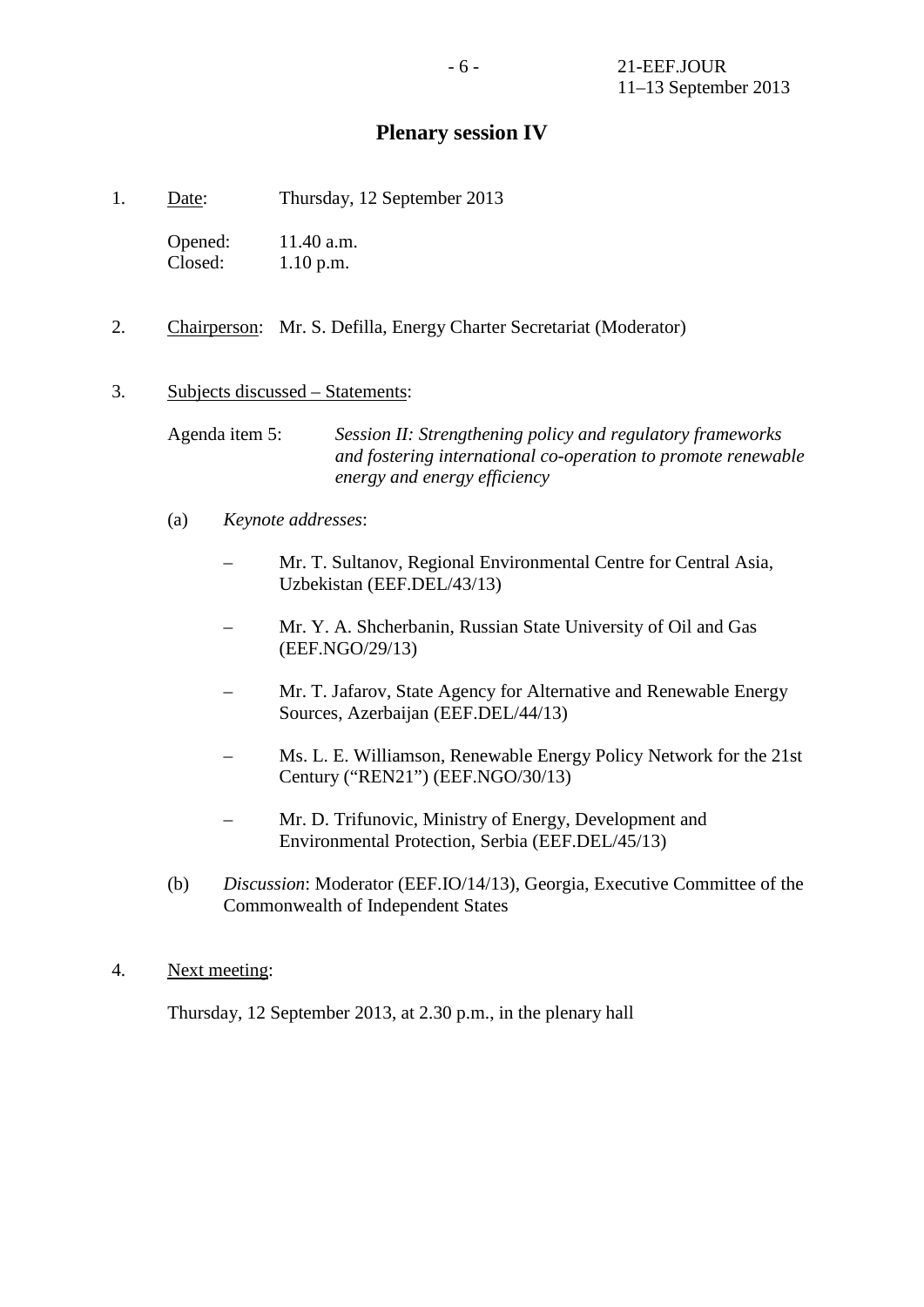## Plenary session IV

1. Date: Thursday, 12 September 2013

   Opened: 11.40 a.m.
   Closed: 1.10 p.m.

2. Chairperson: Mr. S. Defilla, Energy Charter Secretariat (Moderator)

3. Subjects discussed – Statements:

   Agenda item 5: *Session II: Strengthening policy and regulatory frameworks and fostering international co-operation to promote renewable energy and energy efficiency*

   (a) *Keynote addresses*:

   – Mr. T. Sultanov, Regional Environmental Centre for Central Asia, Uzbekistan (EEF.DEL/43/13)

   – Mr. Y. A. Shcherbanin, Russian State University of Oil and Gas (EEF.NGO/29/13)

   – Mr. T. Jafarov, State Agency for Alternative and Renewable Energy Sources, Azerbaijan (EEF.DEL/44/13)

   – Ms. L. E. Williamson, Renewable Energy Policy Network for the 21st Century ("REN21") (EEF.NGO/30/13)

   – Mr. D. Trifunovic, Ministry of Energy, Development and Environmental Protection, Serbia (EEF.DEL/45/13)

   (b) *Discussion*: Moderator (EEF.IO/14/13), Georgia, Executive Committee of the Commonwealth of Independent States

4. Next meeting:

   Thursday, 12 September 2013, at 2.30 p.m., in the plenary hall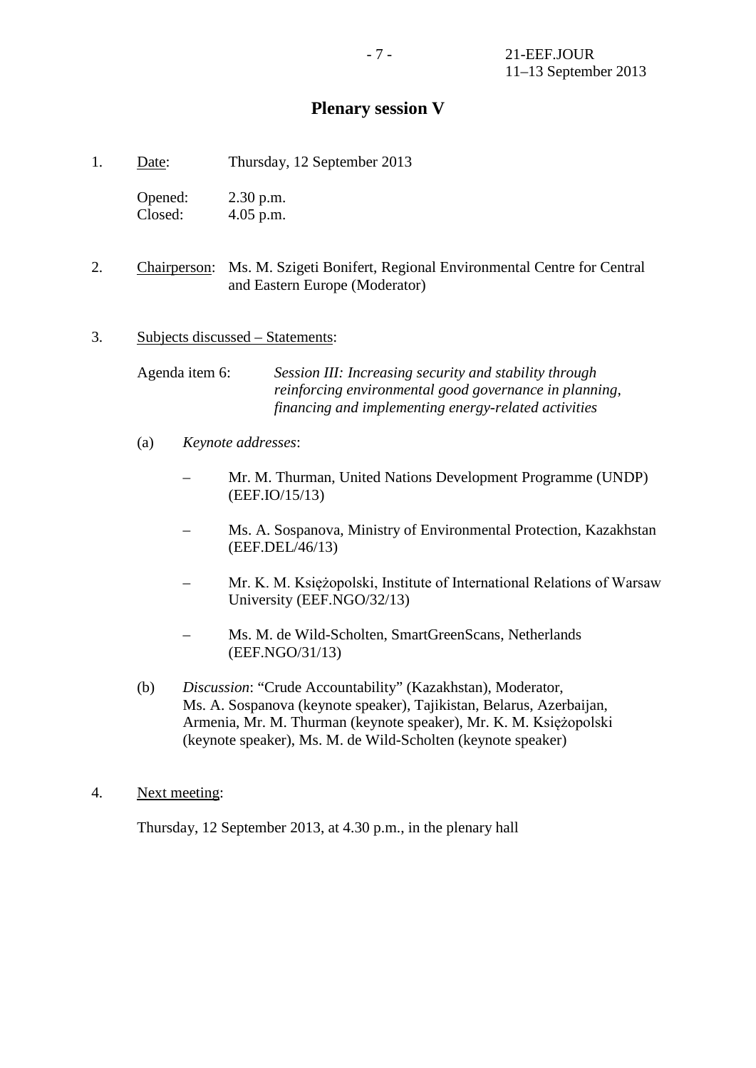# Plenary session V

1. Date: Thursday, 12 September 2013

   Opened: 2.30 p.m.
   Closed: 4.05 p.m.

2. Chairperson: Ms. M. Szigeti Bonifert, Regional Environmental Centre for Central and Eastern Europe (Moderator)

3. Subjects discussed – Statements:

   Agenda item 6: *Session III: Increasing security and stability through reinforcing environmental good governance in planning, financing and implementing energy-related activities*

   (a) *Keynote addresses*:

   – Mr. M. Thurman, United Nations Development Programme (UNDP) (EEF.IO/15/13)

   – Ms. A. Sospanova, Ministry of Environmental Protection, Kazakhstan (EEF.DEL/46/13)

   – Mr. K. M. Księżopolski, Institute of International Relations of Warsaw University (EEF.NGO/32/13)

   – Ms. M. de Wild-Scholten, SmartGreenScans, Netherlands (EEF.NGO/31/13)

   (b) *Discussion*: "Crude Accountability" (Kazakhstan), Moderator, Ms. A. Sospanova (keynote speaker), Tajikistan, Belarus, Azerbaijan, Armenia, Mr. M. Thurman (keynote speaker), Mr. K. M. Księżopolski (keynote speaker), Ms. M. de Wild-Scholten (keynote speaker)

4. Next meeting:

   Thursday, 12 September 2013, at 4.30 p.m., in the plenary hall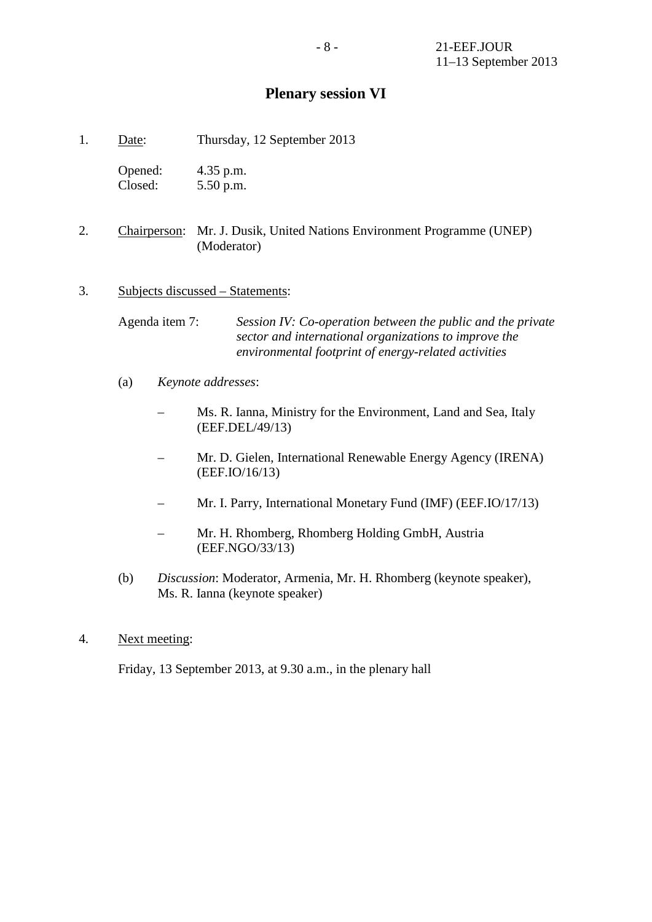## Plenary session VI

1. Date: Thursday, 12 September 2013

   Opened: 4.35 p.m.
   Closed: 5.50 p.m.

2. Chairperson: Mr. J. Dusik, United Nations Environment Programme (UNEP) (Moderator)

3. Subjects discussed – Statements:

   Agenda item 7: *Session IV: Co-operation between the public and the private sector and international organizations to improve the environmental footprint of energy-related activities*

   (a) *Keynote addresses*:

   – Ms. R. Ianna, Ministry for the Environment, Land and Sea, Italy (EEF.DEL/49/13)

   – Mr. D. Gielen, International Renewable Energy Agency (IRENA) (EEF.IO/16/13)

   – Mr. I. Parry, International Monetary Fund (IMF) (EEF.IO/17/13)

   – Mr. H. Rhomberg, Rhomberg Holding GmbH, Austria (EEF.NGO/33/13)

   (b) *Discussion*: Moderator, Armenia, Mr. H. Rhomberg (keynote speaker), Ms. R. Ianna (keynote speaker)

4. Next meeting:

   Friday, 13 September 2013, at 9.30 a.m., in the plenary hall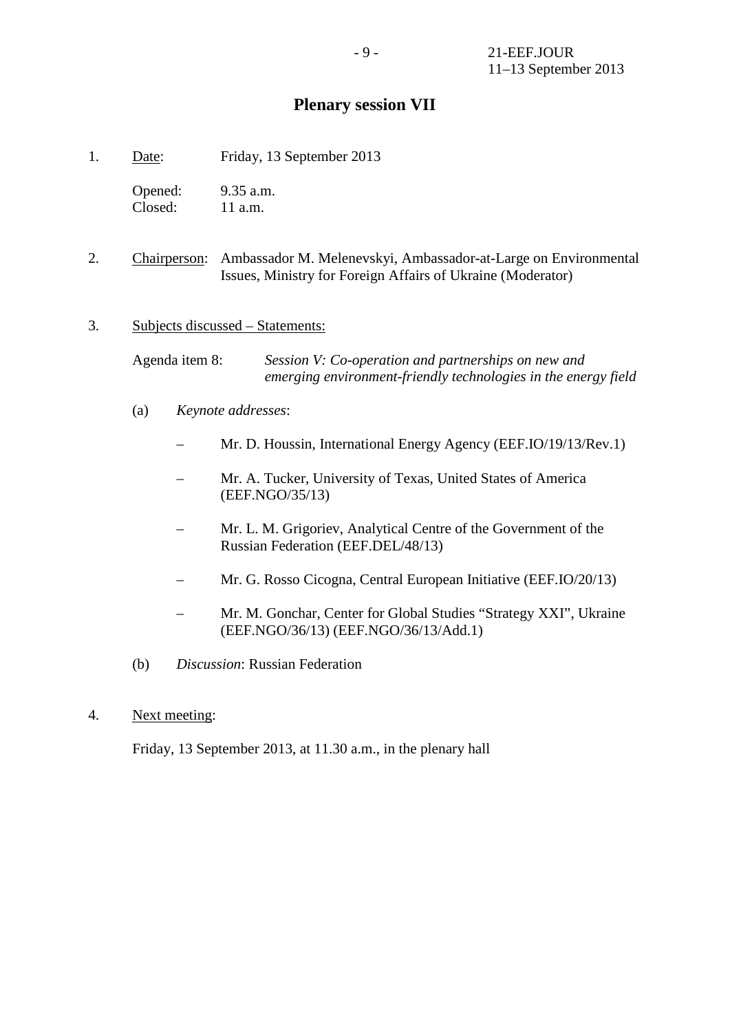# Plenary session VII

1. Date: Friday, 13 September 2013

   Opened: 9.35 a.m.
   Closed: 11 a.m.

2. Chairperson: Ambassador M. Melenevskyi, Ambassador-at-Large on Environmental Issues, Ministry for Foreign Affairs of Ukraine (Moderator)

3. Subjects discussed – Statements:

   Agenda item 8: *Session V: Co-operation and partnerships on new and emerging environment-friendly technologies in the energy field*

   (a) *Keynote addresses*:

   – Mr. D. Houssin, International Energy Agency (EEF.IO/19/13/Rev.1)

   – Mr. A. Tucker, University of Texas, United States of America (EEF.NGO/35/13)

   – Mr. L. M. Grigoriev, Analytical Centre of the Government of the Russian Federation (EEF.DEL/48/13)

   – Mr. G. Rosso Cicogna, Central European Initiative (EEF.IO/20/13)

   – Mr. M. Gonchar, Center for Global Studies "Strategy XXI", Ukraine (EEF.NGO/36/13) (EEF.NGO/36/13/Add.1)

   (b) *Discussion*: Russian Federation

4. Next meeting:

   Friday, 13 September 2013, at 11.30 a.m., in the plenary hall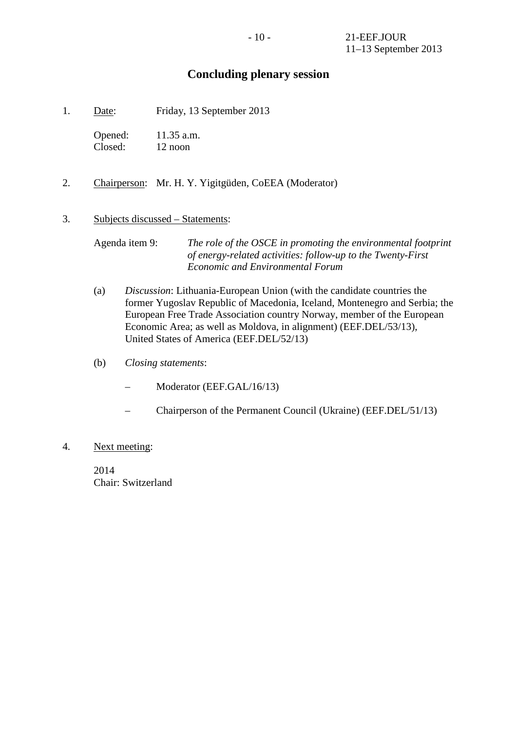## Concluding plenary session

1. Date: Friday, 13 September 2013

   Opened: 11.35 a.m.
   Closed: 12 noon

2. Chairperson: Mr. H. Y. Yigitgüden, CoEEA (Moderator)

3. Subjects discussed – Statements:

   Agenda item 9: *The role of the OSCE in promoting the environmental footprint of energy-related activities: follow-up to the Twenty-First Economic and Environmental Forum*

   (a) *Discussion*: Lithuania-European Union (with the candidate countries the former Yugoslav Republic of Macedonia, Iceland, Montenegro and Serbia; the European Free Trade Association country Norway, member of the European Economic Area; as well as Moldova, in alignment) (EEF.DEL/53/13), United States of America (EEF.DEL/52/13)

   (b) *Closing statements*:

   – Moderator (EEF.GAL/16/13)

   – Chairperson of the Permanent Council (Ukraine) (EEF.DEL/51/13)

4. Next meeting:

   2014
   Chair: Switzerland